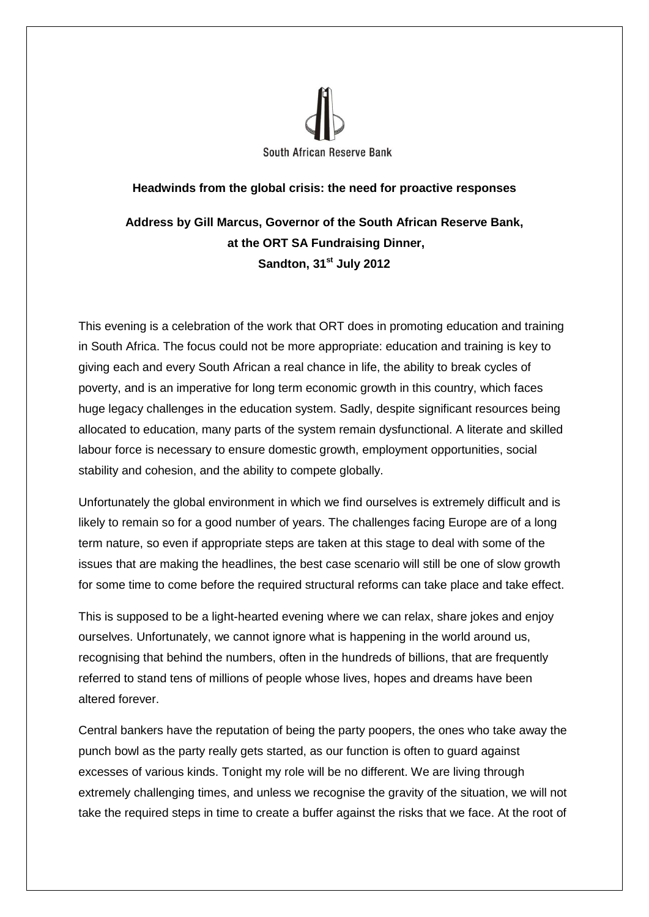South African Reserve Bank

**Headwinds from the global crisis: the need for proactive responses**

**Address by Gill Marcus, Governor of the South African Reserve Bank, at the ORT SA Fundraising Dinner, Sandton, 31st July 2012**

This evening is a celebration of the work that ORT does in promoting education and training in South Africa. The focus could not be more appropriate: education and training is key to giving each and every South African a real chance in life, the ability to break cycles of poverty, and is an imperative for long term economic growth in this country, which faces huge legacy challenges in the education system. Sadly, despite significant resources being allocated to education, many parts of the system remain dysfunctional. A literate and skilled labour force is necessary to ensure domestic growth, employment opportunities, social stability and cohesion, and the ability to compete globally.

Unfortunately the global environment in which we find ourselves is extremely difficult and is likely to remain so for a good number of years. The challenges facing Europe are of a long term nature, so even if appropriate steps are taken at this stage to deal with some of the issues that are making the headlines, the best case scenario will still be one of slow growth for some time to come before the required structural reforms can take place and take effect.

This is supposed to be a light-hearted evening where we can relax, share jokes and enjoy ourselves. Unfortunately, we cannot ignore what is happening in the world around us, recognising that behind the numbers, often in the hundreds of billions, that are frequently referred to stand tens of millions of people whose lives, hopes and dreams have been altered forever.

Central bankers have the reputation of being the party poopers, the ones who take away the punch bowl as the party really gets started, as our function is often to guard against excesses of various kinds. Tonight my role will be no different. We are living through extremely challenging times, and unless we recognise the gravity of the situation, we will not take the required steps in time to create a buffer against the risks that we face. At the root of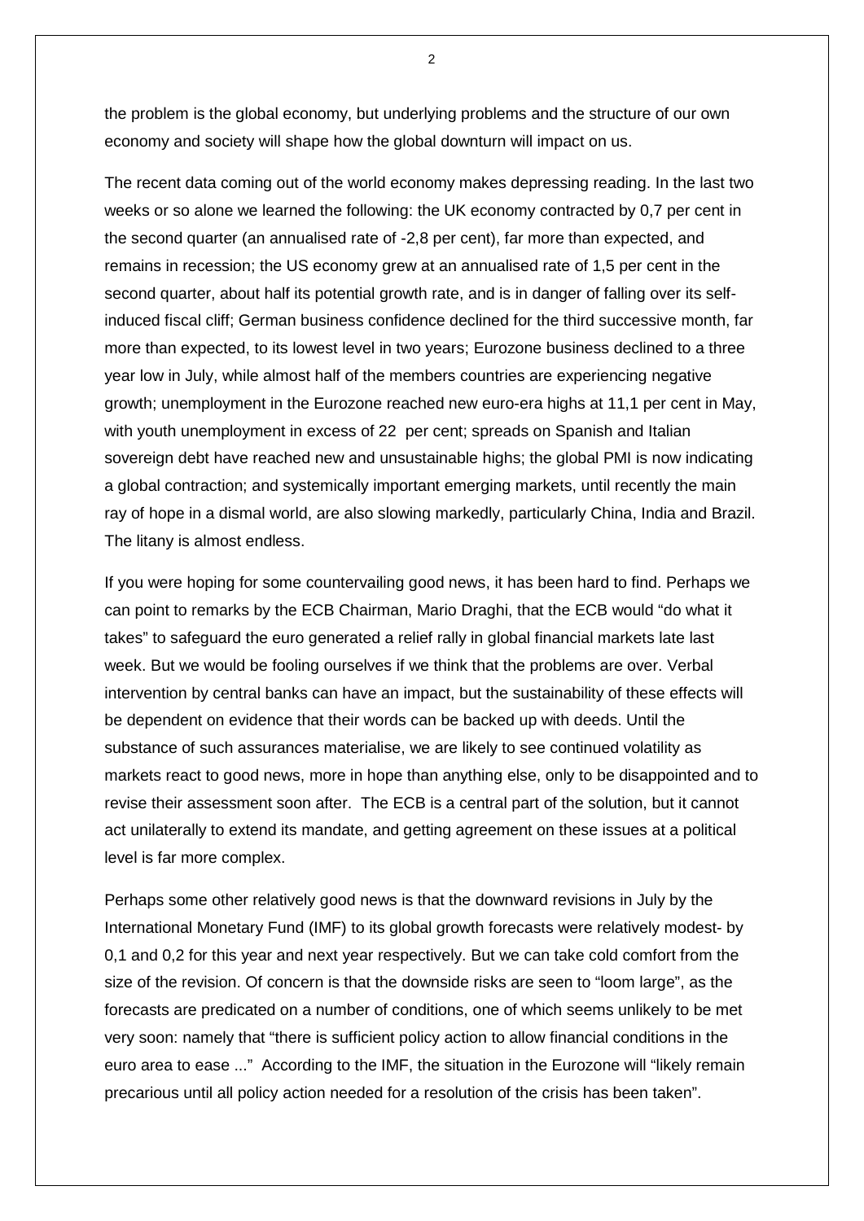the problem is the global economy, but underlying problems and the structure of our own economy and society will shape how the global downturn will impact on us.

The recent data coming out of the world economy makes depressing reading. In the last two weeks or so alone we learned the following: the UK economy contracted by 0,7 per cent in the second quarter (an annualised rate of -2,8 per cent), far more than expected, and remains in recession; the US economy grew at an annualised rate of 1,5 per cent in the second quarter, about half its potential growth rate, and is in danger of falling over its self-induced fiscal cliff; German business confidence declined for the third successive month, far more than expected, to its lowest level in two years; Eurozone business declined to a three year low in July, while almost half of the members countries are experiencing negative growth; unemployment in the Eurozone reached new euro-era highs at 11,1 per cent in May, with youth unemployment in excess of 22 per cent; spreads on Spanish and Italian sovereign debt have reached new and unsustainable highs; the global PMI is now indicating a global contraction; and systemically important emerging markets, until recently the main ray of hope in a dismal world, are also slowing markedly, particularly China, India and Brazil. The litany is almost endless.

If you were hoping for some countervailing good news, it has been hard to find. Perhaps we can point to remarks by the ECB Chairman, Mario Draghi, that the ECB would "do what it takes" to safeguard the euro generated a relief rally in global financial markets late last week. But we would be fooling ourselves if we think that the problems are over. Verbal intervention by central banks can have an impact, but the sustainability of these effects will be dependent on evidence that their words can be backed up with deeds. Until the substance of such assurances materialise, we are likely to see continued volatility as markets react to good news, more in hope than anything else, only to be disappointed and to revise their assessment soon after. The ECB is a central part of the solution, but it cannot act unilaterally to extend its mandate, and getting agreement on these issues at a political level is far more complex.

Perhaps some other relatively good news is that the downward revisions in July by the International Monetary Fund (IMF) to its global growth forecasts were relatively modest- by 0,1 and 0,2 for this year and next year respectively. But we can take cold comfort from the size of the revision. Of concern is that the downside risks are seen to "loom large", as the forecasts are predicated on a number of conditions, one of which seems unlikely to be met very soon: namely that "there is sufficient policy action to allow financial conditions in the euro area to ease ..." According to the IMF, the situation in the Eurozone will "likely remain precarious until all policy action needed for a resolution of the crisis has been taken".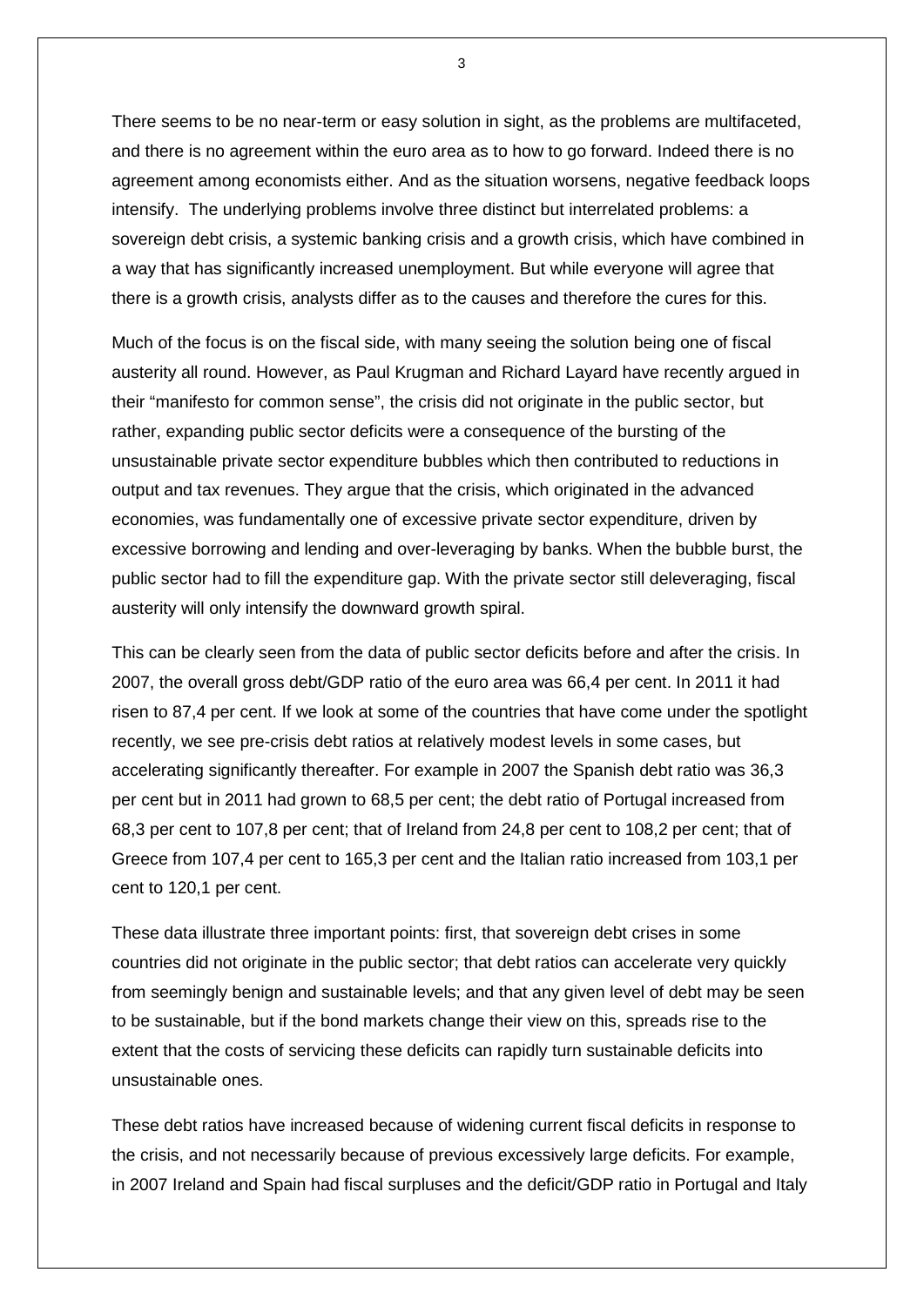There seems to be no near-term or easy solution in sight, as the problems are multifaceted, and there is no agreement within the euro area as to how to go forward. Indeed there is no agreement among economists either. And as the situation worsens, negative feedback loops intensify. The underlying problems involve three distinct but interrelated problems: a sovereign debt crisis, a systemic banking crisis and a growth crisis, which have combined in a way that has significantly increased unemployment. But while everyone will agree that there is a growth crisis, analysts differ as to the causes and therefore the cures for this.

Much of the focus is on the fiscal side, with many seeing the solution being one of fiscal austerity all round. However, as Paul Krugman and Richard Layard have recently argued in their "manifesto for common sense", the crisis did not originate in the public sector, but rather, expanding public sector deficits were a consequence of the bursting of the unsustainable private sector expenditure bubbles which then contributed to reductions in output and tax revenues. They argue that the crisis, which originated in the advanced economies, was fundamentally one of excessive private sector expenditure, driven by excessive borrowing and lending and over-leveraging by banks. When the bubble burst, the public sector had to fill the expenditure gap. With the private sector still deleveraging, fiscal austerity will only intensify the downward growth spiral.

This can be clearly seen from the data of public sector deficits before and after the crisis. In 2007, the overall gross debt/GDP ratio of the euro area was 66,4 per cent. In 2011 it had risen to 87,4 per cent. If we look at some of the countries that have come under the spotlight recently, we see pre-crisis debt ratios at relatively modest levels in some cases, but accelerating significantly thereafter. For example in 2007 the Spanish debt ratio was 36,3 per cent but in 2011 had grown to 68,5 per cent; the debt ratio of Portugal increased from 68,3 per cent to 107,8 per cent; that of Ireland from 24,8 per cent to 108,2 per cent; that of Greece from 107,4 per cent to 165,3 per cent and the Italian ratio increased from 103,1 per cent to 120,1 per cent.

These data illustrate three important points: first, that sovereign debt crises in some countries did not originate in the public sector; that debt ratios can accelerate very quickly from seemingly benign and sustainable levels; and that any given level of debt may be seen to be sustainable, but if the bond markets change their view on this, spreads rise to the extent that the costs of servicing these deficits can rapidly turn sustainable deficits into unsustainable ones.

These debt ratios have increased because of widening current fiscal deficits in response to the crisis, and not necessarily because of previous excessively large deficits. For example, in 2007 Ireland and Spain had fiscal surpluses and the deficit/GDP ratio in Portugal and Italy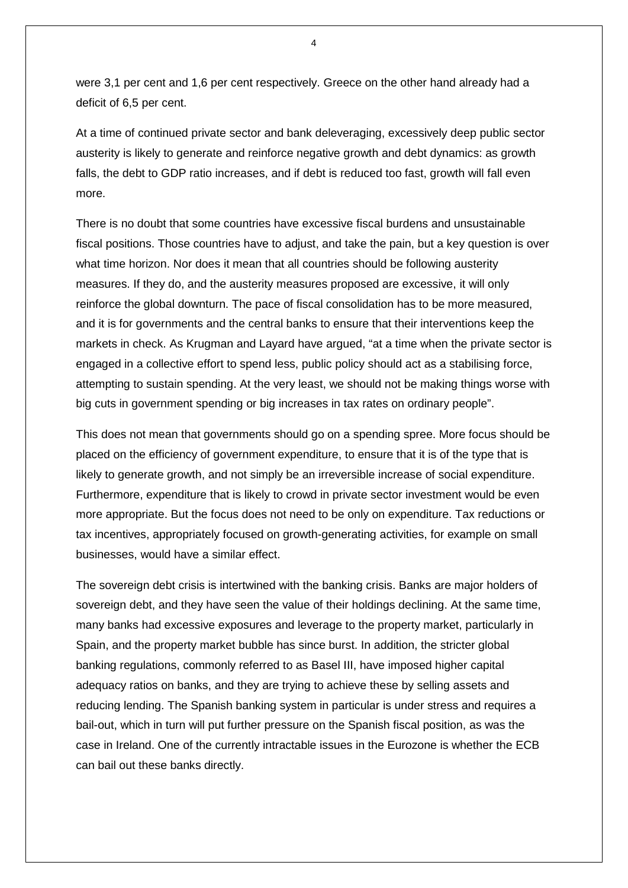were 3,1 per cent and 1,6 per cent respectively. Greece on the other hand already had a deficit of 6,5 per cent.

At a time of continued private sector and bank deleveraging, excessively deep public sector austerity is likely to generate and reinforce negative growth and debt dynamics: as growth falls, the debt to GDP ratio increases, and if debt is reduced too fast, growth will fall even more.

There is no doubt that some countries have excessive fiscal burdens and unsustainable fiscal positions. Those countries have to adjust, and take the pain, but a key question is over what time horizon. Nor does it mean that all countries should be following austerity measures. If they do, and the austerity measures proposed are excessive, it will only reinforce the global downturn. The pace of fiscal consolidation has to be more measured, and it is for governments and the central banks to ensure that their interventions keep the markets in check. As Krugman and Layard have argued, "at a time when the private sector is engaged in a collective effort to spend less, public policy should act as a stabilising force, attempting to sustain spending. At the very least, we should not be making things worse with big cuts in government spending or big increases in tax rates on ordinary people".

This does not mean that governments should go on a spending spree. More focus should be placed on the efficiency of government expenditure, to ensure that it is of the type that is likely to generate growth, and not simply be an irreversible increase of social expenditure. Furthermore, expenditure that is likely to crowd in private sector investment would be even more appropriate. But the focus does not need to be only on expenditure. Tax reductions or tax incentives, appropriately focused on growth-generating activities, for example on small businesses, would have a similar effect.

The sovereign debt crisis is intertwined with the banking crisis. Banks are major holders of sovereign debt, and they have seen the value of their holdings declining. At the same time, many banks had excessive exposures and leverage to the property market, particularly in Spain, and the property market bubble has since burst. In addition, the stricter global banking regulations, commonly referred to as Basel III, have imposed higher capital adequacy ratios on banks, and they are trying to achieve these by selling assets and reducing lending. The Spanish banking system in particular is under stress and requires a bail-out, which in turn will put further pressure on the Spanish fiscal position, as was the case in Ireland. One of the currently intractable issues in the Eurozone is whether the ECB can bail out these banks directly.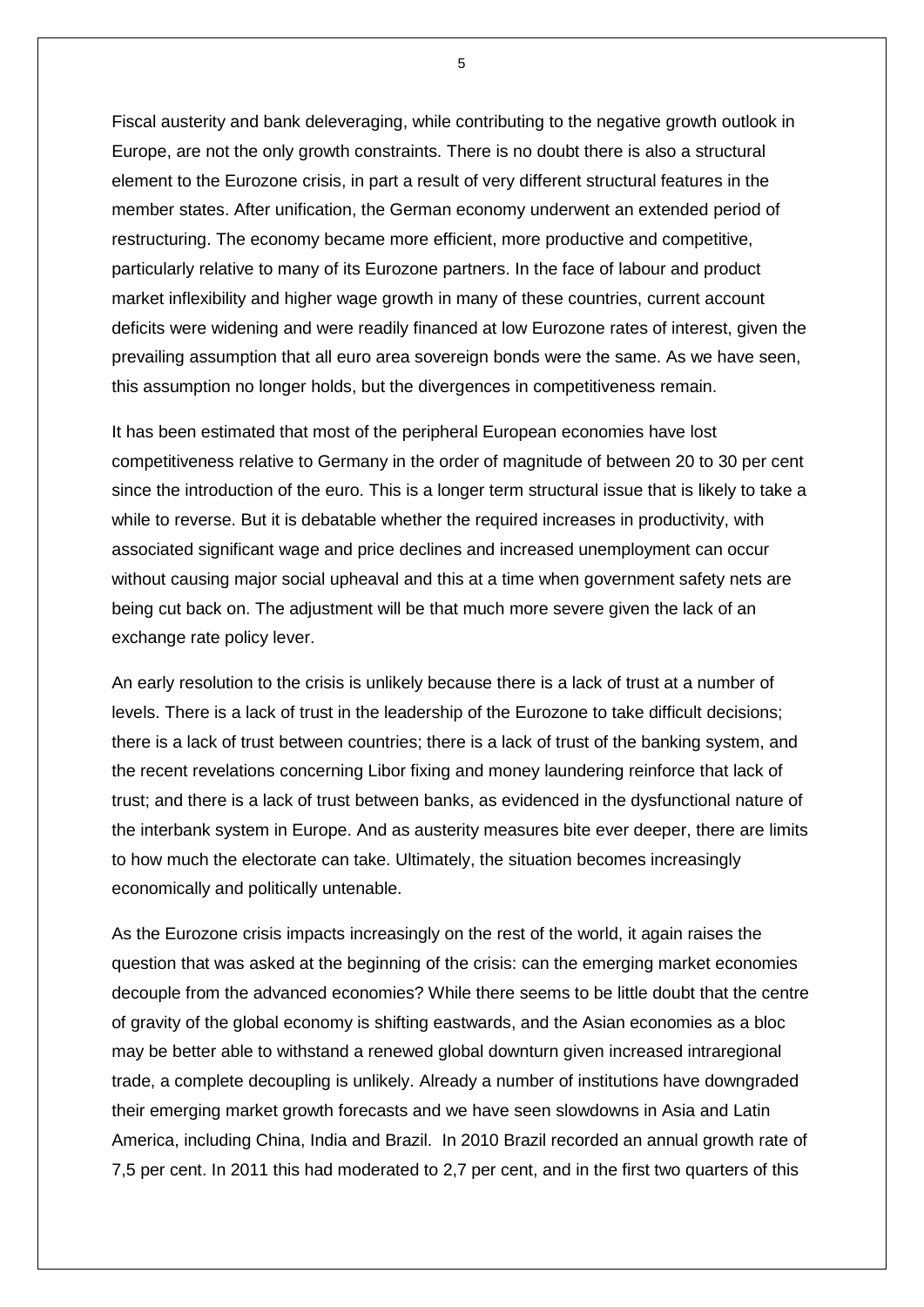Fiscal austerity and bank deleveraging, while contributing to the negative growth outlook in Europe, are not the only growth constraints. There is no doubt there is also a structural element to the Eurozone crisis, in part a result of very different structural features in the member states. After unification, the German economy underwent an extended period of restructuring. The economy became more efficient, more productive and competitive, particularly relative to many of its Eurozone partners. In the face of labour and product market inflexibility and higher wage growth in many of these countries, current account deficits were widening and were readily financed at low Eurozone rates of interest, given the prevailing assumption that all euro area sovereign bonds were the same. As we have seen, this assumption no longer holds, but the divergences in competitiveness remain.

It has been estimated that most of the peripheral European economies have lost competitiveness relative to Germany in the order of magnitude of between 20 to 30 per cent since the introduction of the euro. This is a longer term structural issue that is likely to take a while to reverse. But it is debatable whether the required increases in productivity, with associated significant wage and price declines and increased unemployment can occur without causing major social upheaval and this at a time when government safety nets are being cut back on. The adjustment will be that much more severe given the lack of an exchange rate policy lever.

An early resolution to the crisis is unlikely because there is a lack of trust at a number of levels. There is a lack of trust in the leadership of the Eurozone to take difficult decisions; there is a lack of trust between countries; there is a lack of trust of the banking system, and the recent revelations concerning Libor fixing and money laundering reinforce that lack of trust; and there is a lack of trust between banks, as evidenced in the dysfunctional nature of the interbank system in Europe. And as austerity measures bite ever deeper, there are limits to how much the electorate can take. Ultimately, the situation becomes increasingly economically and politically untenable.

As the Eurozone crisis impacts increasingly on the rest of the world, it again raises the question that was asked at the beginning of the crisis: can the emerging market economies decouple from the advanced economies? While there seems to be little doubt that the centre of gravity of the global economy is shifting eastwards, and the Asian economies as a bloc may be better able to withstand a renewed global downturn given increased intraregional trade, a complete decoupling is unlikely. Already a number of institutions have downgraded their emerging market growth forecasts and we have seen slowdowns in Asia and Latin America, including China, India and Brazil. In 2010 Brazil recorded an annual growth rate of 7,5 per cent. In 2011 this had moderated to 2,7 per cent, and in the first two quarters of this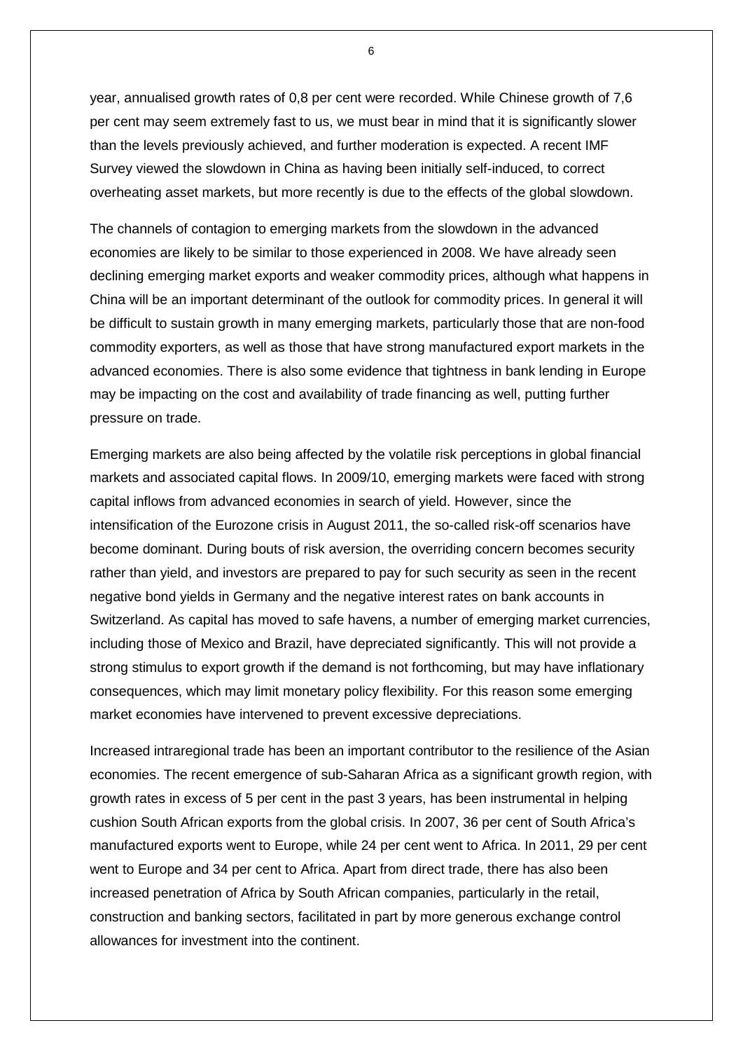year, annualised growth rates of 0,8 per cent were recorded. While Chinese growth of 7,6 per cent may seem extremely fast to us, we must bear in mind that it is significantly slower than the levels previously achieved, and further moderation is expected. A recent IMF Survey viewed the slowdown in China as having been initially self-induced, to correct overheating asset markets, but more recently is due to the effects of the global slowdown.

The channels of contagion to emerging markets from the slowdown in the advanced economies are likely to be similar to those experienced in 2008. We have already seen declining emerging market exports and weaker commodity prices, although what happens in China will be an important determinant of the outlook for commodity prices. In general it will be difficult to sustain growth in many emerging markets, particularly those that are non-food commodity exporters, as well as those that have strong manufactured export markets in the advanced economies. There is also some evidence that tightness in bank lending in Europe may be impacting on the cost and availability of trade financing as well, putting further pressure on trade.

Emerging markets are also being affected by the volatile risk perceptions in global financial markets and associated capital flows. In 2009/10, emerging markets were faced with strong capital inflows from advanced economies in search of yield. However, since the intensification of the Eurozone crisis in August 2011, the so-called risk-off scenarios have become dominant. During bouts of risk aversion, the overriding concern becomes security rather than yield, and investors are prepared to pay for such security as seen in the recent negative bond yields in Germany and the negative interest rates on bank accounts in Switzerland. As capital has moved to safe havens, a number of emerging market currencies, including those of Mexico and Brazil, have depreciated significantly. This will not provide a strong stimulus to export growth if the demand is not forthcoming, but may have inflationary consequences, which may limit monetary policy flexibility. For this reason some emerging market economies have intervened to prevent excessive depreciations.

Increased intraregional trade has been an important contributor to the resilience of the Asian economies. The recent emergence of sub-Saharan Africa as a significant growth region, with growth rates in excess of 5 per cent in the past 3 years, has been instrumental in helping cushion South African exports from the global crisis. In 2007, 36 per cent of South Africa's manufactured exports went to Europe, while 24 per cent went to Africa. In 2011, 29 per cent went to Europe and 34 per cent to Africa. Apart from direct trade, there has also been increased penetration of Africa by South African companies, particularly in the retail, construction and banking sectors, facilitated in part by more generous exchange control allowances for investment into the continent.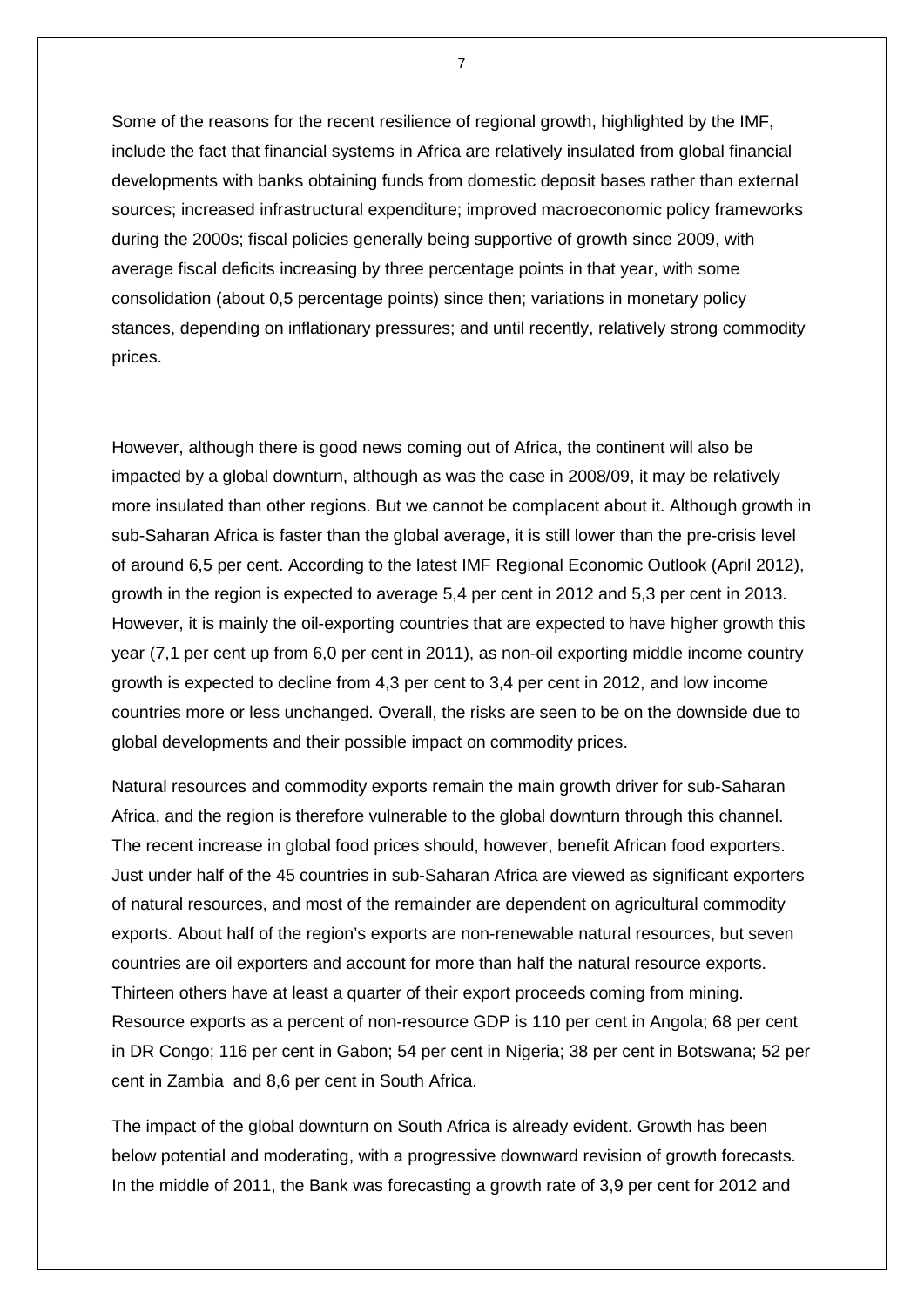Some of the reasons for the recent resilience of regional growth, highlighted by the IMF, include the fact that financial systems in Africa are relatively insulated from global financial developments with banks obtaining funds from domestic deposit bases rather than external sources; increased infrastructural expenditure; improved macroeconomic policy frameworks during the 2000s; fiscal policies generally being supportive of growth since 2009, with average fiscal deficits increasing by three percentage points in that year, with some consolidation (about 0,5 percentage points) since then; variations in monetary policy stances, depending on inflationary pressures; and until recently, relatively strong commodity prices.

However, although there is good news coming out of Africa, the continent will also be impacted by a global downturn, although as was the case in 2008/09, it may be relatively more insulated than other regions. But we cannot be complacent about it. Although growth in sub-Saharan Africa is faster than the global average, it is still lower than the pre-crisis level of around 6,5 per cent. According to the latest IMF Regional Economic Outlook (April 2012), growth in the region is expected to average 5,4 per cent in 2012 and 5,3 per cent in 2013. However, it is mainly the oil-exporting countries that are expected to have higher growth this year (7,1 per cent up from 6,0 per cent in 2011), as non-oil exporting middle income country growth is expected to decline from 4,3 per cent to 3,4 per cent in 2012, and low income countries more or less unchanged. Overall, the risks are seen to be on the downside due to global developments and their possible impact on commodity prices.

Natural resources and commodity exports remain the main growth driver for sub-Saharan Africa, and the region is therefore vulnerable to the global downturn through this channel. The recent increase in global food prices should, however, benefit African food exporters. Just under half of the 45 countries in sub-Saharan Africa are viewed as significant exporters of natural resources, and most of the remainder are dependent on agricultural commodity exports. About half of the region's exports are non-renewable natural resources, but seven countries are oil exporters and account for more than half the natural resource exports. Thirteen others have at least a quarter of their export proceeds coming from mining. Resource exports as a percent of non-resource GDP is 110 per cent in Angola; 68 per cent in DR Congo; 116 per cent in Gabon; 54 per cent in Nigeria; 38 per cent in Botswana; 52 per cent in Zambia and 8,6 per cent in South Africa.

The impact of the global downturn on South Africa is already evident. Growth has been below potential and moderating, with a progressive downward revision of growth forecasts. In the middle of 2011, the Bank was forecasting a growth rate of 3,9 per cent for 2012 and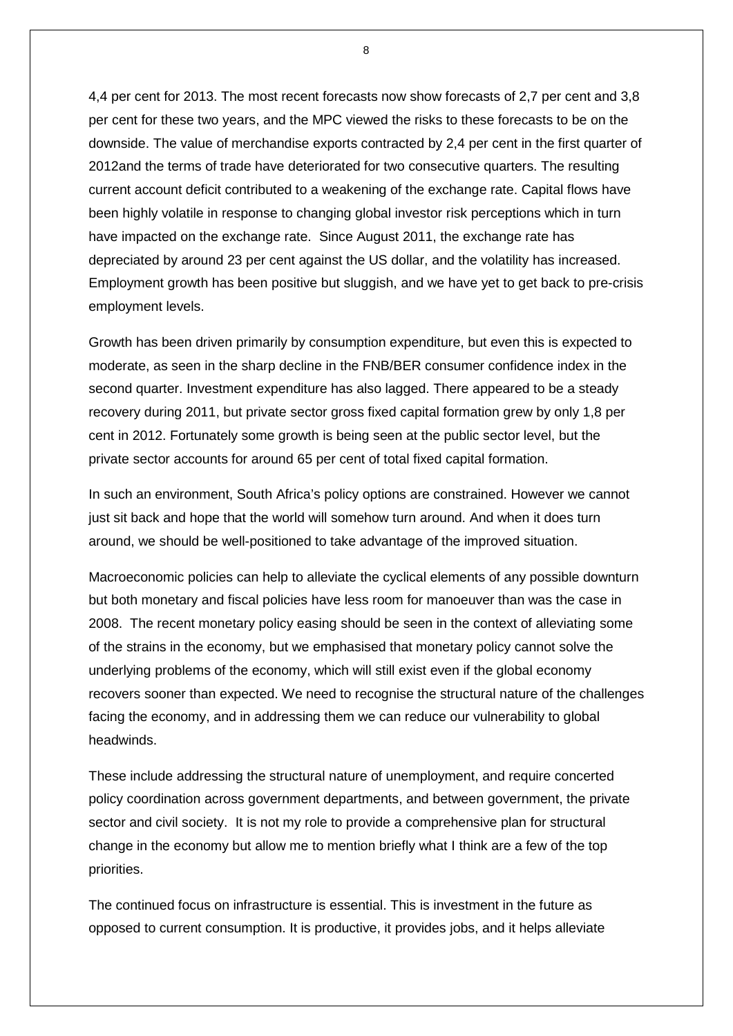4,4 per cent for 2013. The most recent forecasts now show forecasts of 2,7 per cent and 3,8 per cent for these two years, and the MPC viewed the risks to these forecasts to be on the downside. The value of merchandise exports contracted by 2,4 per cent in the first quarter of 2012and the terms of trade have deteriorated for two consecutive quarters. The resulting current account deficit contributed to a weakening of the exchange rate. Capital flows have been highly volatile in response to changing global investor risk perceptions which in turn have impacted on the exchange rate. Since August 2011, the exchange rate has depreciated by around 23 per cent against the US dollar, and the volatility has increased. Employment growth has been positive but sluggish, and we have yet to get back to pre-crisis employment levels.

Growth has been driven primarily by consumption expenditure, but even this is expected to moderate, as seen in the sharp decline in the FNB/BER consumer confidence index in the second quarter. Investment expenditure has also lagged. There appeared to be a steady recovery during 2011, but private sector gross fixed capital formation grew by only 1,8 per cent in 2012. Fortunately some growth is being seen at the public sector level, but the private sector accounts for around 65 per cent of total fixed capital formation.

In such an environment, South Africa's policy options are constrained. However we cannot just sit back and hope that the world will somehow turn around. And when it does turn around, we should be well-positioned to take advantage of the improved situation.

Macroeconomic policies can help to alleviate the cyclical elements of any possible downturn but both monetary and fiscal policies have less room for manoeuver than was the case in 2008. The recent monetary policy easing should be seen in the context of alleviating some of the strains in the economy, but we emphasised that monetary policy cannot solve the underlying problems of the economy, which will still exist even if the global economy recovers sooner than expected. We need to recognise the structural nature of the challenges facing the economy, and in addressing them we can reduce our vulnerability to global headwinds.

These include addressing the structural nature of unemployment, and require concerted policy coordination across government departments, and between government, the private sector and civil society. It is not my role to provide a comprehensive plan for structural change in the economy but allow me to mention briefly what I think are a few of the top priorities.

The continued focus on infrastructure is essential. This is investment in the future as opposed to current consumption. It is productive, it provides jobs, and it helps alleviate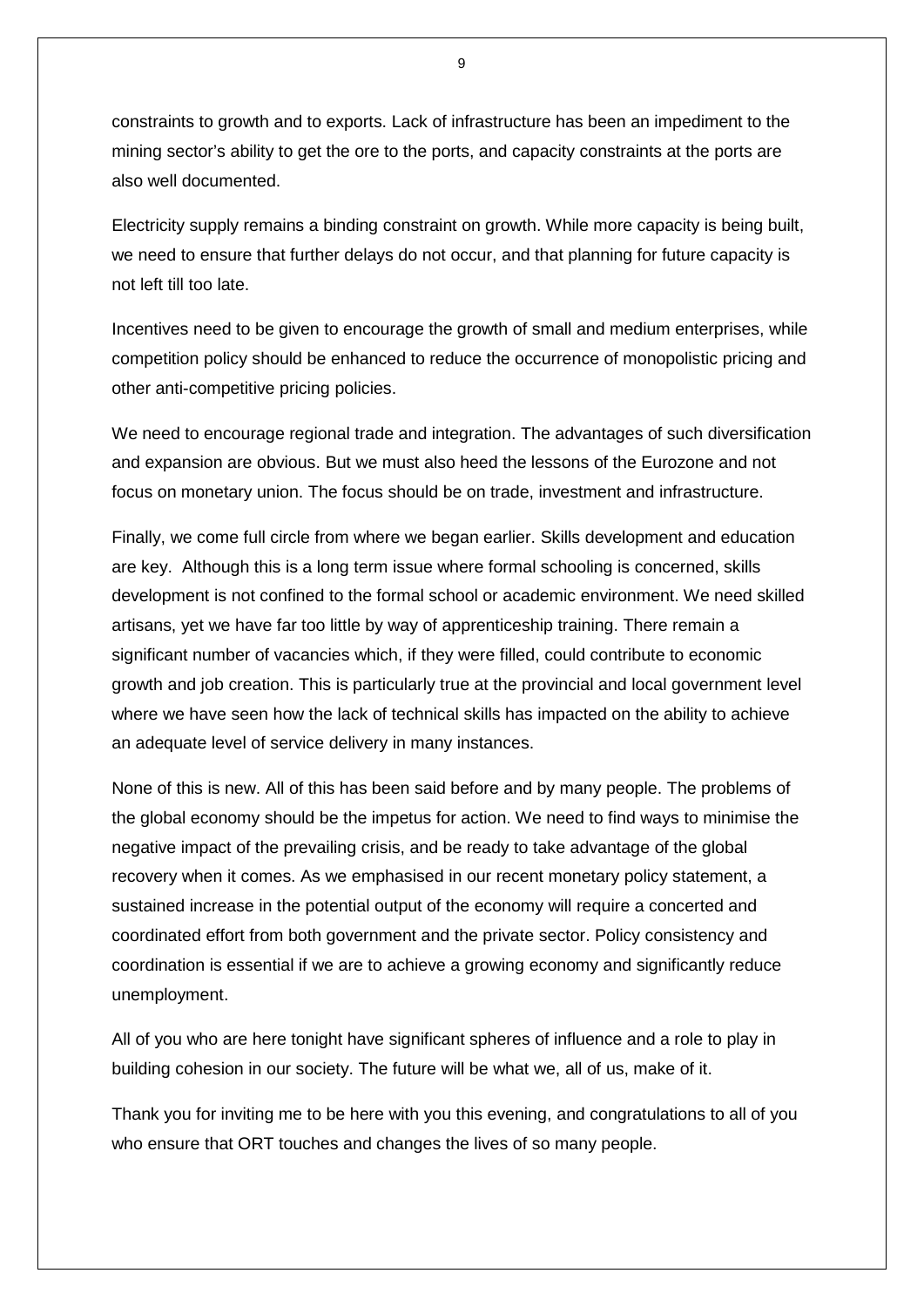constraints to growth and to exports. Lack of infrastructure has been an impediment to the mining sector's ability to get the ore to the ports, and capacity constraints at the ports are also well documented.

Electricity supply remains a binding constraint on growth. While more capacity is being built, we need to ensure that further delays do not occur, and that planning for future capacity is not left till too late.

Incentives need to be given to encourage the growth of small and medium enterprises, while competition policy should be enhanced to reduce the occurrence of monopolistic pricing and other anti-competitive pricing policies.

We need to encourage regional trade and integration. The advantages of such diversification and expansion are obvious. But we must also heed the lessons of the Eurozone and not focus on monetary union. The focus should be on trade, investment and infrastructure.

Finally, we come full circle from where we began earlier. Skills development and education are key. Although this is a long term issue where formal schooling is concerned, skills development is not confined to the formal school or academic environment. We need skilled artisans, yet we have far too little by way of apprenticeship training. There remain a significant number of vacancies which, if they were filled, could contribute to economic growth and job creation. This is particularly true at the provincial and local government level where we have seen how the lack of technical skills has impacted on the ability to achieve an adequate level of service delivery in many instances.

None of this is new. All of this has been said before and by many people. The problems of the global economy should be the impetus for action. We need to find ways to minimise the negative impact of the prevailing crisis, and be ready to take advantage of the global recovery when it comes. As we emphasised in our recent monetary policy statement, a sustained increase in the potential output of the economy will require a concerted and coordinated effort from both government and the private sector. Policy consistency and coordination is essential if we are to achieve a growing economy and significantly reduce unemployment.

All of you who are here tonight have significant spheres of influence and a role to play in building cohesion in our society. The future will be what we, all of us, make of it.

Thank you for inviting me to be here with you this evening, and congratulations to all of you who ensure that ORT touches and changes the lives of so many people.